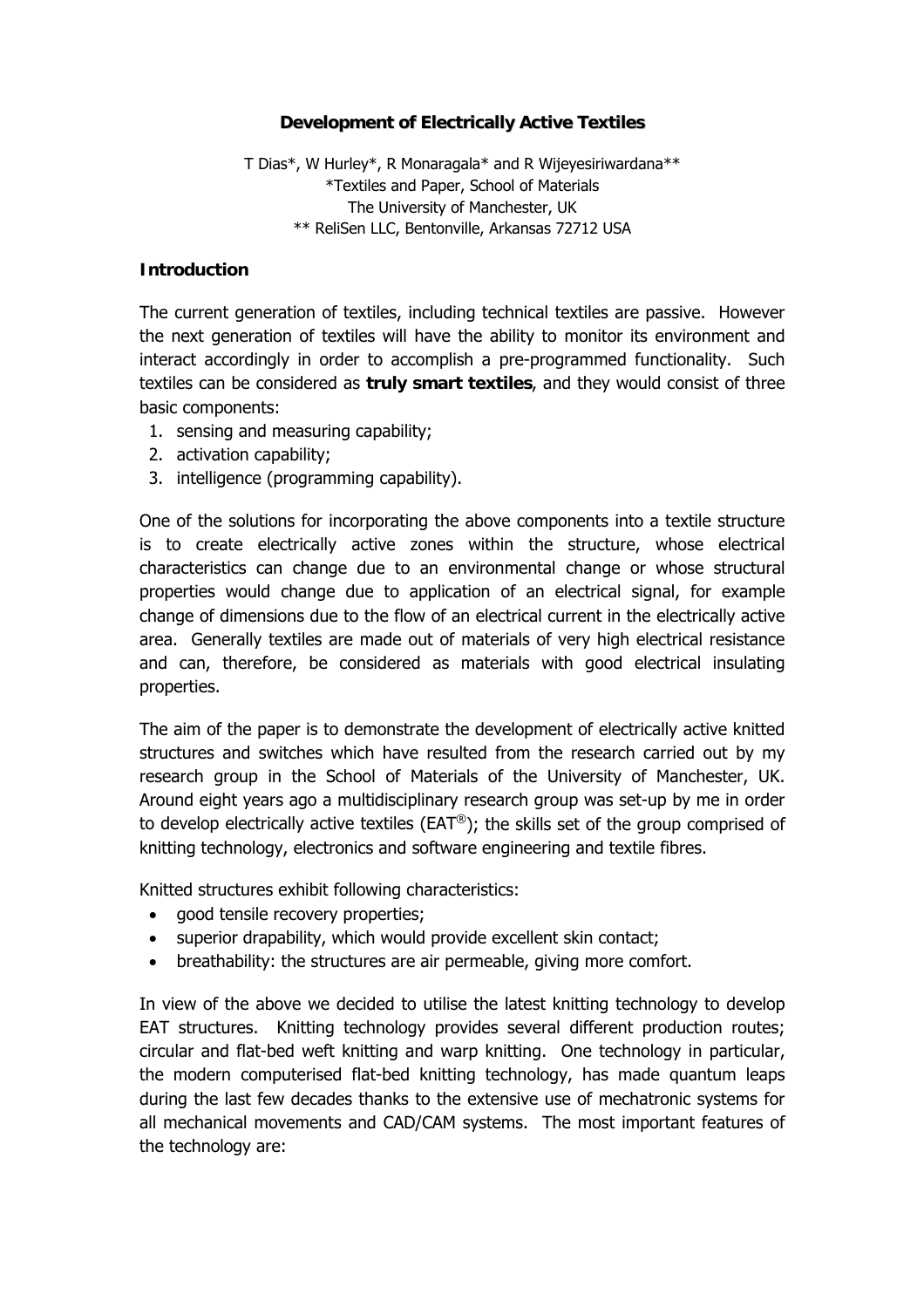# Development of Electrically Active Textiles

T Dias*, W Hurley*, R Monaragala* and R Wijeyesiriwardana**
*Textiles and Paper, School of Materials
The University of Manchester, UK
** ReliSen LLC, Bentonville, Arkansas 72712 USA

## Introduction

The current generation of textiles, including technical textiles are passive. However the next generation of textiles will have the ability to monitor its environment and interact accordingly in order to accomplish a pre-programmed functionality. Such textiles can be considered as **truly smart textiles**, and they would consist of three basic components:

1. sensing and measuring capability;
2. activation capability;
3. intelligence (programming capability).

One of the solutions for incorporating the above components into a textile structure is to create electrically active zones within the structure, whose electrical characteristics can change due to an environmental change or whose structural properties would change due to application of an electrical signal, for example change of dimensions due to the flow of an electrical current in the electrically active area. Generally textiles are made out of materials of very high electrical resistance and can, therefore, be considered as materials with good electrical insulating properties.

The aim of the paper is to demonstrate the development of electrically active knitted structures and switches which have resulted from the research carried out by my research group in the School of Materials of the University of Manchester, UK. Around eight years ago a multidisciplinary research group was set-up by me in order to develop electrically active textiles (EAT®); the skills set of the group comprised of knitting technology, electronics and software engineering and textile fibres.

Knitted structures exhibit following characteristics:

- good tensile recovery properties;
- superior drapability, which would provide excellent skin contact;
- breathability: the structures are air permeable, giving more comfort.

In view of the above we decided to utilise the latest knitting technology to develop EAT structures. Knitting technology provides several different production routes; circular and flat-bed weft knitting and warp knitting. One technology in particular, the modern computerised flat-bed knitting technology, has made quantum leaps during the last few decades thanks to the extensive use of mechatronic systems for all mechanical movements and CAD/CAM systems. The most important features of the technology are: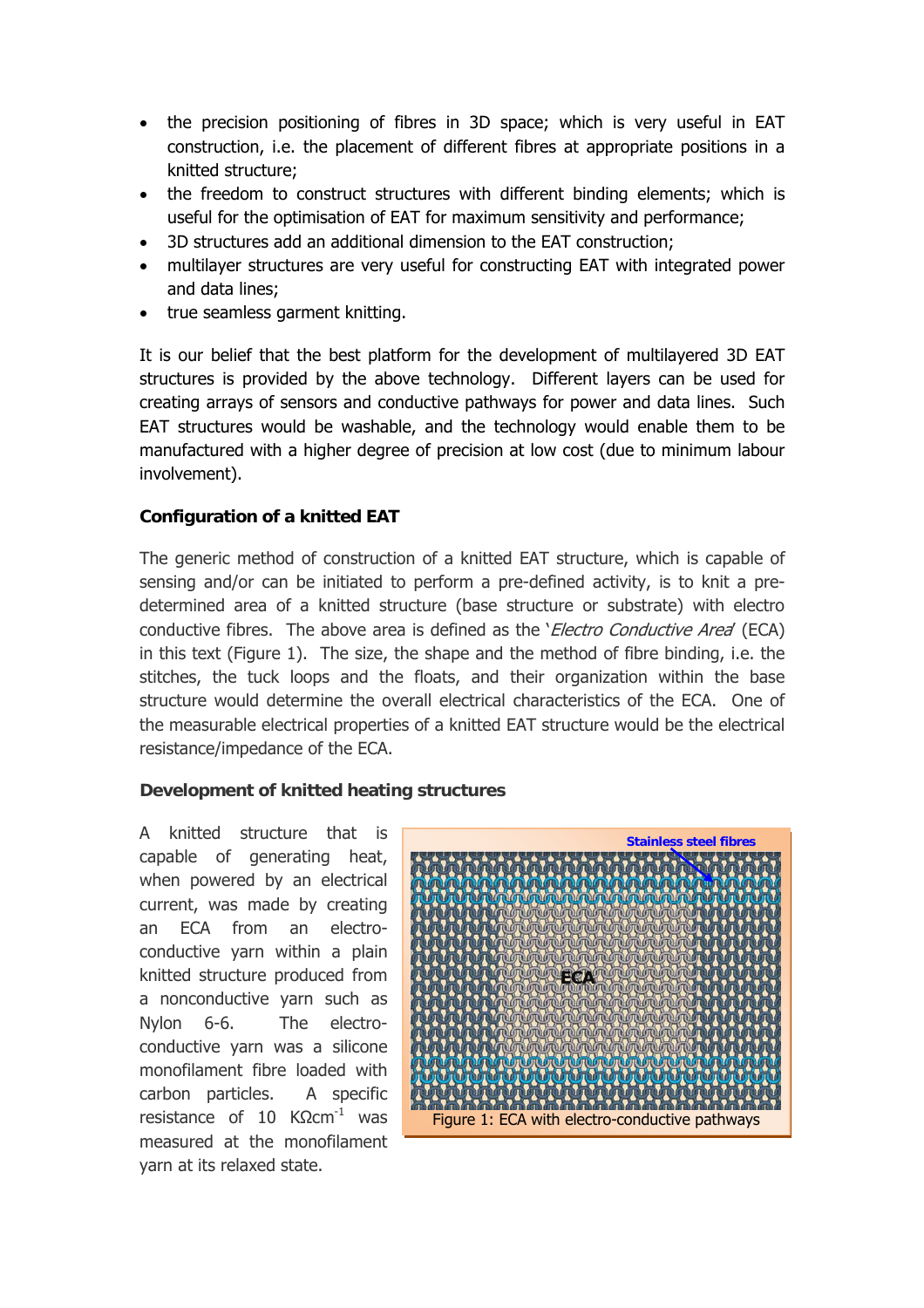- the precision positioning of fibres in 3D space; which is very useful in EAT construction, i.e. the placement of different fibres at appropriate positions in a knitted structure;
- the freedom to construct structures with different binding elements; which is useful for the optimisation of EAT for maximum sensitivity and performance;
- 3D structures add an additional dimension to the EAT construction;
- multilayer structures are very useful for constructing EAT with integrated power and data lines;
- true seamless garment knitting.

It is our belief that the best platform for the development of multilayered 3D EAT structures is provided by the above technology. Different layers can be used for creating arrays of sensors and conductive pathways for power and data lines. Such EAT structures would be washable, and the technology would enable them to be manufactured with a higher degree of precision at low cost (due to minimum labour involvement).

**Configuration of a knitted EAT**

The generic method of construction of a knitted EAT structure, which is capable of sensing and/or can be initiated to perform a pre-defined activity, is to knit a pre-determined area of a knitted structure (base structure or substrate) with electro conductive fibres. The above area is defined as the '*Electro Conductive Area*' (ECA) in this text (Figure 1). The size, the shape and the method of fibre binding, i.e. the stitches, the tuck loops and the floats, and their organization within the base structure would determine the overall electrical characteristics of the ECA. One of the measurable electrical properties of a knitted EAT structure would be the electrical resistance/impedance of the ECA.

**Development of knitted heating structures**

A knitted structure that is capable of generating heat, when powered by an electrical current, was made by creating an ECA from an electro-conductive yarn within a plain knitted structure produced from a nonconductive yarn such as Nylon 6-6. The electro-conductive yarn was a silicone monofilament fibre loaded with carbon particles. A specific resistance of 10 $K\Omega cm^{-1}$ was measured at the monofilament yarn at its relaxed state.

Stainless steel fibres

ECA

Figure 1: ECA with electro-conductive pathways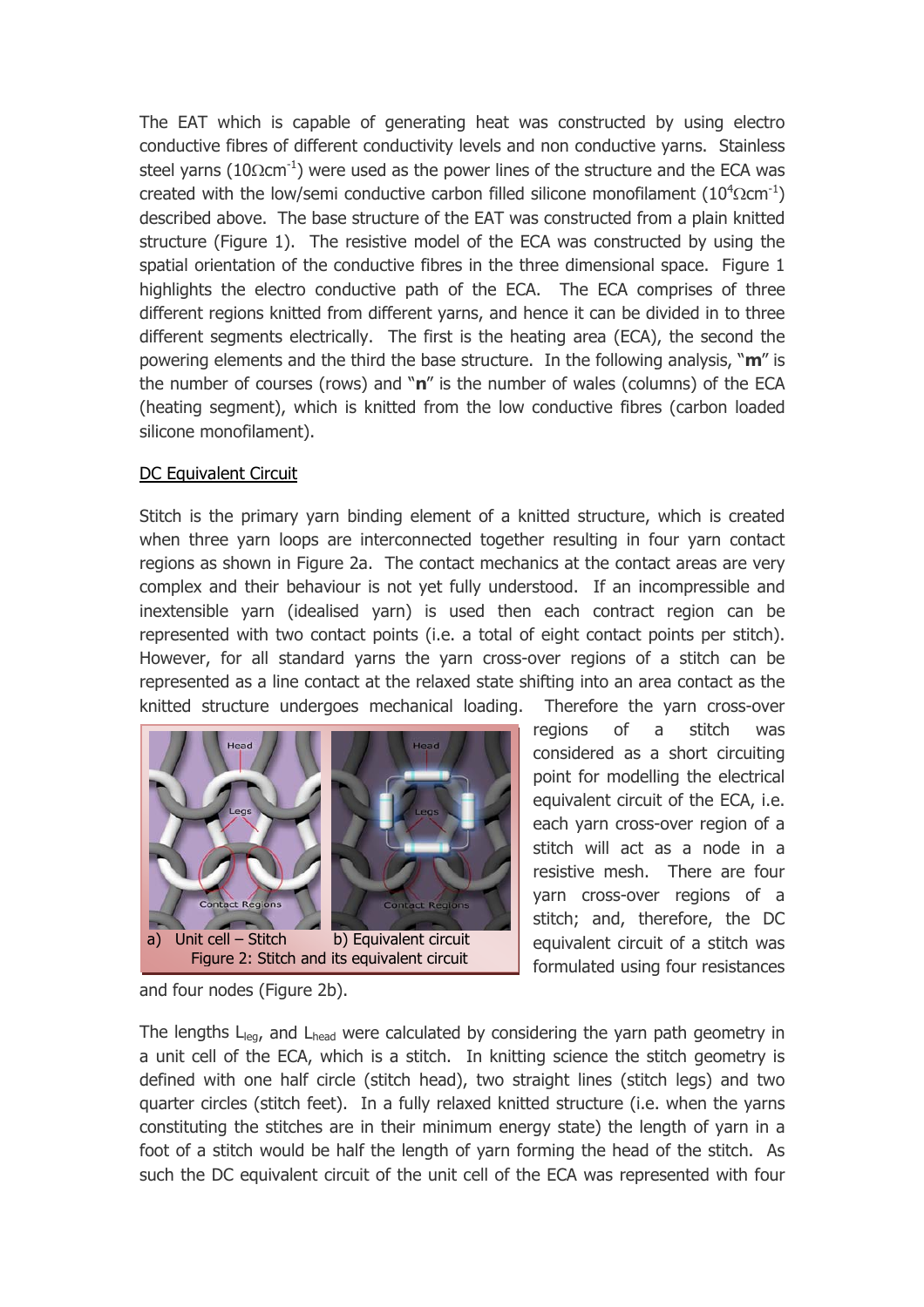The EAT which is capable of generating heat was constructed by using electro conductive fibres of different conductivity levels and non conductive yarns. Stainless steel yarns ($10\Omega cm^{-1}$) were used as the power lines of the structure and the ECA was created with the low/semi conductive carbon filled silicone monofilament ($10^4\Omega cm^{-1}$) described above. The base structure of the EAT was constructed from a plain knitted structure (Figure 1). The resistive model of the ECA was constructed by using the spatial orientation of the conductive fibres in the three dimensional space. Figure 1 highlights the electro conductive path of the ECA. The ECA comprises of three different regions knitted from different yarns, and hence it can be divided in to three different segments electrically. The first is the heating area (ECA), the second the powering elements and the third the base structure. In the following analysis, "**m**" is the number of courses (rows) and "**n**" is the number of wales (columns) of the ECA (heating segment), which is knitted from the low conductive fibres (carbon loaded silicone monofilament).

<u>DC Equivalent Circuit</u>

Stitch is the primary yarn binding element of a knitted structure, which is created when three yarn loops are interconnected together resulting in four yarn contact regions as shown in Figure 2a. The contact mechanics at the contact areas are very complex and their behaviour is not yet fully understood. If an incompressible and inextensible yarn (idealised yarn) is used then each contract region can be represented with two contact points (i.e. a total of eight contact points per stitch). However, for all standard yarns the yarn cross-over regions of a stitch can be represented as a line contact at the relaxed state shifting into an area contact as the knitted structure undergoes mechanical loading. Therefore the yarn cross-over regions of a stitch was considered as a short circuiting point for modelling the electrical equivalent circuit of the ECA, i.e. each yarn cross-over region of a stitch will act as a node in a resistive mesh. There are four yarn cross-over regions of a stitch; and, therefore, the DC equivalent circuit of a stitch was formulated using four resistances and four nodes (Figure 2b).

a) Unit cell – Stitch b) Equivalent circuit
Figure 2: Stitch and its equivalent circuit

The lengths $L_{leg}$, and $L_{head}$ were calculated by considering the yarn path geometry in a unit cell of the ECA, which is a stitch. In knitting science the stitch geometry is defined with one half circle (stitch head), two straight lines (stitch legs) and two quarter circles (stitch feet). In a fully relaxed knitted structure (i.e. when the yarns constituting the stitches are in their minimum energy state) the length of yarn in a foot of a stitch would be half the length of yarn forming the head of the stitch. As such the DC equivalent circuit of the unit cell of the ECA was represented with four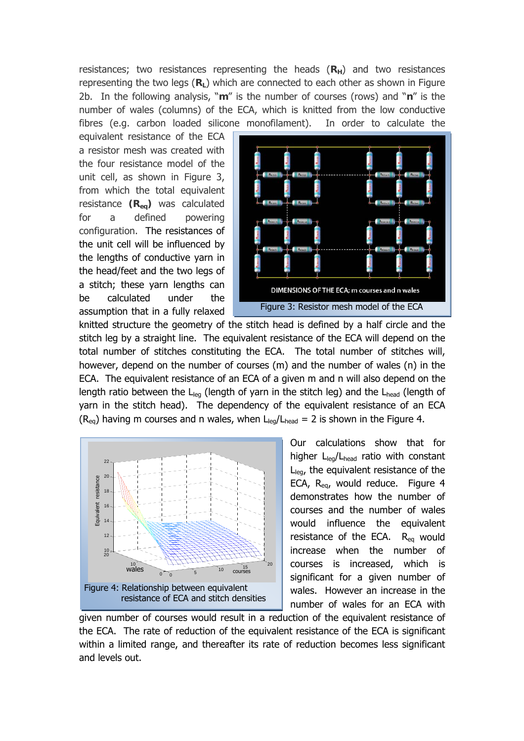resistances; two resistances representing the heads (**$R_H$**) and two resistances representing the two legs (**$R_L$**) which are connected to each other as shown in Figure 2b. In the following analysis, "**m**" is the number of courses (rows) and "**n**" is the number of wales (columns) of the ECA, which is knitted from the low conductive fibres (e.g. carbon loaded silicone monofilament). In order to calculate the equivalent resistance of the ECA a resistor mesh was created with the four resistance model of the unit cell, as shown in Figure 3, from which the total equivalent resistance (**$R_{eq}$**) was calculated for a defined powering configuration. The resistances of the unit cell will be influenced by the lengths of conductive yarn in the head/feet and the two legs of a stitch; these yarn lengths can be calculated under the assumption that in a fully relaxed knitted structure the geometry of the stitch head is defined by a half circle and the stitch leg by a straight line. The equivalent resistance of the ECA will depend on the total number of stitches constituting the ECA. The total number of stitches will, however, depend on the number of courses (m) and the number of wales (n) in the ECA. The equivalent resistance of an ECA of a given m and n will also depend on the length ratio between the $L_{leg}$ (length of yarn in the stitch leg) and the $L_{head}$ (length of yarn in the stitch head). The dependency of the equivalent resistance of an ECA ($R_{eq}$) having m courses and n wales, when $L_{leg}/L_{head}$ = 2 is shown in the Figure 4.

DIMENSIONS OF THE ECA; m courses and n wales

Figure 3: Resistor mesh model of the ECA

Figure 4: Relationship between equivalent resistance of ECA and stitch densities

Our calculations show that for higher $L_{leg}/L_{head}$ ratio with constant $L_{leg}$, the equivalent resistance of the ECA, $R_{eq}$, would reduce. Figure 4 demonstrates how the number of courses and the number of wales would influence the equivalent resistance of the ECA. $R_{eq}$ would increase when the number of courses is increased, which is significant for a given number of wales. However an increase in the number of wales for an ECA with given number of courses would result in a reduction of the equivalent resistance of the ECA. The rate of reduction of the equivalent resistance of the ECA is significant within a limited range, and thereafter its rate of reduction becomes less significant and levels out.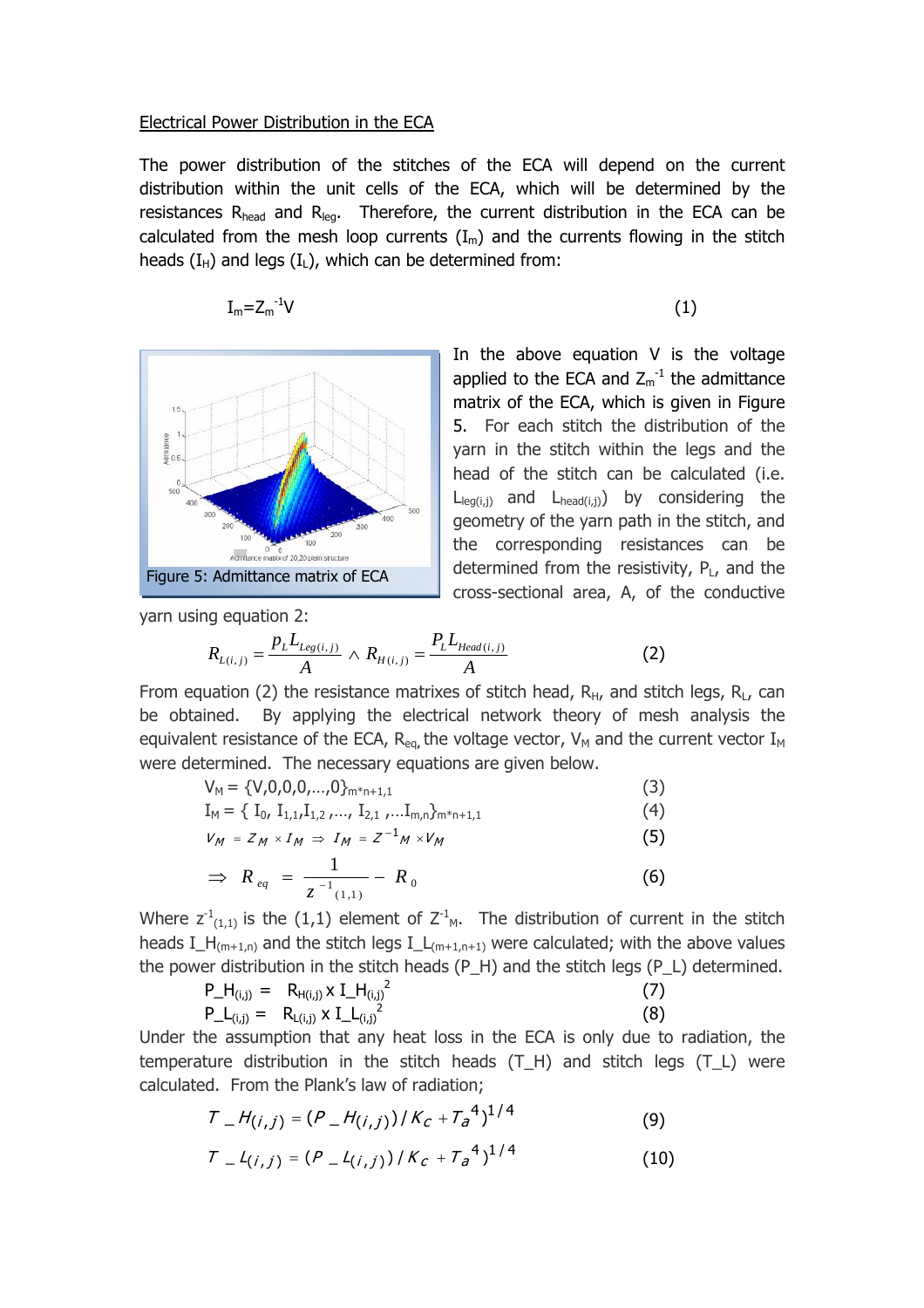Electrical Power Distribution in the ECA

The power distribution of the stitches of the ECA will depend on the current distribution within the unit cells of the ECA, which will be determined by the resistances $R_{head}$ and $R_{leg}$. Therefore, the current distribution in the ECA can be calculated from the mesh loop currents ($I_m$) and the currents flowing in the stitch heads ($I_H$) and legs ($I_L$), which can be determined from:

$$I_m = Z_m^{-1} V \tag{1}$$

Figure 5: Admittance matrix of ECA

In the above equation V is the voltage applied to the ECA and $Z_m^{-1}$ the admittance matrix of the ECA, which is given in Figure 5. For each stitch the distribution of the yarn in the stitch within the legs and the head of the stitch can be calculated (i.e. $L_{leg(i,j)}$ and $L_{head(i,j)}$) by considering the geometry of the yarn path in the stitch, and the corresponding resistances can be determined from the resistivity, $P_L$, and the cross-sectional area, A, of the conductive yarn using equation 2:

$$R_{L(i,j)} = \frac{p_L L_{Leg(i,j)}}{A} \wedge R_{H(i,j)} = \frac{P_L L_{Head(i,j)}}{A} \tag{2}$$

From equation (2) the resistance matrixes of stitch head, $R_H$, and stitch legs, $R_L$, can be obtained. By applying the electrical network theory of mesh analysis the equivalent resistance of the ECA, $R_{eq}$, the voltage vector, $V_M$ and the current vector $I_M$ were determined. The necessary equations are given below.

$$V_M = \{V,0,0,0,\ldots,0\}_{m*n+1,1} \tag{3}$$

$$I_M = \{ I_0, I_{1,1}, I_{1,2}, \ldots, I_{2,1}, \ldots I_{m,n}\}_{m*n+1,1} \tag{4}$$

$$V_M = Z_M \times I_M \Rightarrow I_M = Z^{-1}_M \times V_M \tag{5}$$

$$\Rightarrow R_{eq} = \frac{1}{z^{-1}_{(1,1)}} - R_0 \tag{6}$$

Where $z^{-1}_{(1,1)}$ is the (1,1) element of $Z^{-1}_M$. The distribution of current in the stitch heads $I\_H_{(m+1,n)}$ and the stitch legs $I\_L_{(m+1,n+1)}$ were calculated; with the above values the power distribution in the stitch heads (P_H) and the stitch legs (P_L) determined.

$$P\_H_{(i,j)} = R_{H(i,j)} \times I\_H_{(i,j)}^2 \tag{7}$$

$$P\_L_{(i,j)} = R_{L(i,j)} \times I\_L_{(i,j)}^2 \tag{8}$$

Under the assumption that any heat loss in the ECA is only due to radiation, the temperature distribution in the stitch heads (T_H) and stitch legs (T_L) were calculated. From the Plank's law of radiation;

$$T\_H_{(i,j)} = (P\_H_{(i,j)})/K_c + T_a^4)^{1/4} \tag{9}$$

$$T\_L_{(i,j)} = (P\_L_{(i,j)})/K_c + T_a^4)^{1/4} \tag{10}$$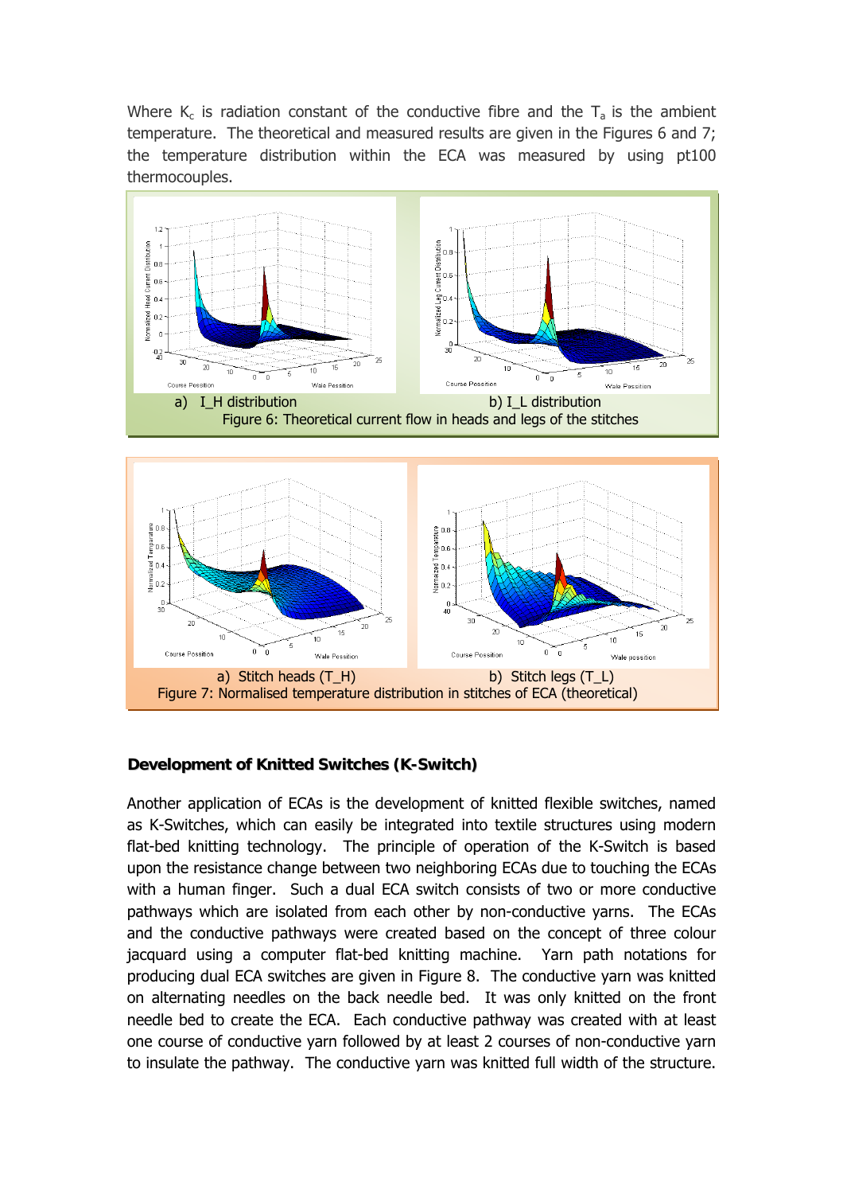Where $K_c$ is radiation constant of the conductive fibre and the $T_a$ is the ambient temperature. The theoretical and measured results are given in the Figures 6 and 7; the temperature distribution within the ECA was measured by using pt100 thermocouples.

a) I_H distribution b) I_L distribution

Figure 6: Theoretical current flow in heads and legs of the stitches

a) Stitch heads (T_H) b) Stitch legs (T_L)

Figure 7: Normalised temperature distribution in stitches of ECA (theoretical)

### Development of Knitted Switches (K-Switch)

Another application of ECAs is the development of knitted flexible switches, named as K-Switches, which can easily be integrated into textile structures using modern flat-bed knitting technology. The principle of operation of the K-Switch is based upon the resistance change between two neighboring ECAs due to touching the ECAs with a human finger. Such a dual ECA switch consists of two or more conductive pathways which are isolated from each other by non-conductive yarns. The ECAs and the conductive pathways were created based on the concept of three colour jacquard using a computer flat-bed knitting machine. Yarn path notations for producing dual ECA switches are given in Figure 8. The conductive yarn was knitted on alternating needles on the back needle bed. It was only knitted on the front needle bed to create the ECA. Each conductive pathway was created with at least one course of conductive yarn followed by at least 2 courses of non-conductive yarn to insulate the pathway. The conductive yarn was knitted full width of the structure.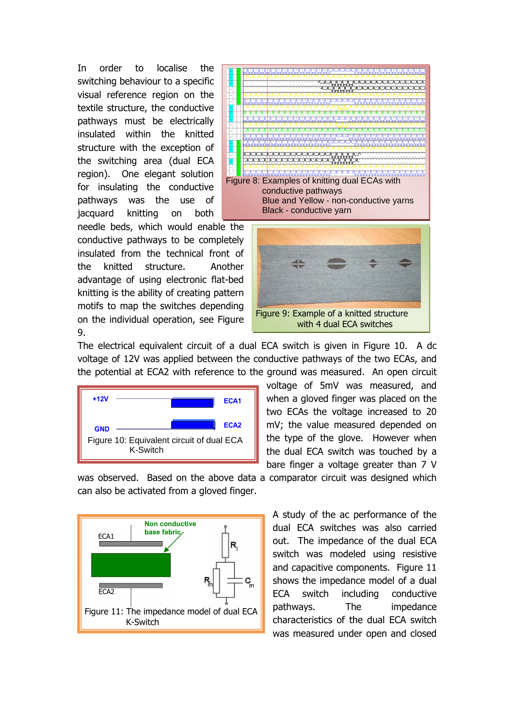In order to localise the switching behaviour to a specific visual reference region on the textile structure, the conductive pathways must be electrically insulated within the knitted structure with the exception of the switching area (dual ECA region). One elegant solution for insulating the conductive pathways was the use of jacquard knitting on both needle beds, which would enable the conductive pathways to be completely insulated from the technical front of the knitted structure. Another advantage of using electronic flat-bed knitting is the ability of creating pattern motifs to map the switches depending on the individual operation, see Figure 9.

Figure 8: Examples of knitting dual ECAs with conductive pathways
Blue and Yellow - non-conductive yarns
Black - conductive yarn

Figure 9: Example of a knitted structure with 4 dual ECA switches

The electrical equivalent circuit of a dual ECA switch is given in Figure 10. A dc voltage of 12V was applied between the conductive pathways of the two ECAs, and the potential at ECA2 with reference to the ground was measured. An open circuit voltage of 5mV was measured, and when a gloved finger was placed on the two ECAs the voltage increased to 20 mV; the value measured depended on the type of the glove. However when the dual ECA switch was touched by a bare finger a voltage greater than 7 V was observed. Based on the above data a comparator circuit was designed which can also be activated from a gloved finger.

Figure 10: Equivalent circuit of dual ECA K-Switch

A study of the ac performance of the dual ECA switches was also carried out. The impedance of the dual ECA switch was modeled using resistive and capacitive components. Figure 11 shows the impedance model of a dual ECA switch including conductive pathways. The impedance characteristics of the dual ECA switch was measured under open and closed

Figure 11: The impedance model of dual ECA K-Switch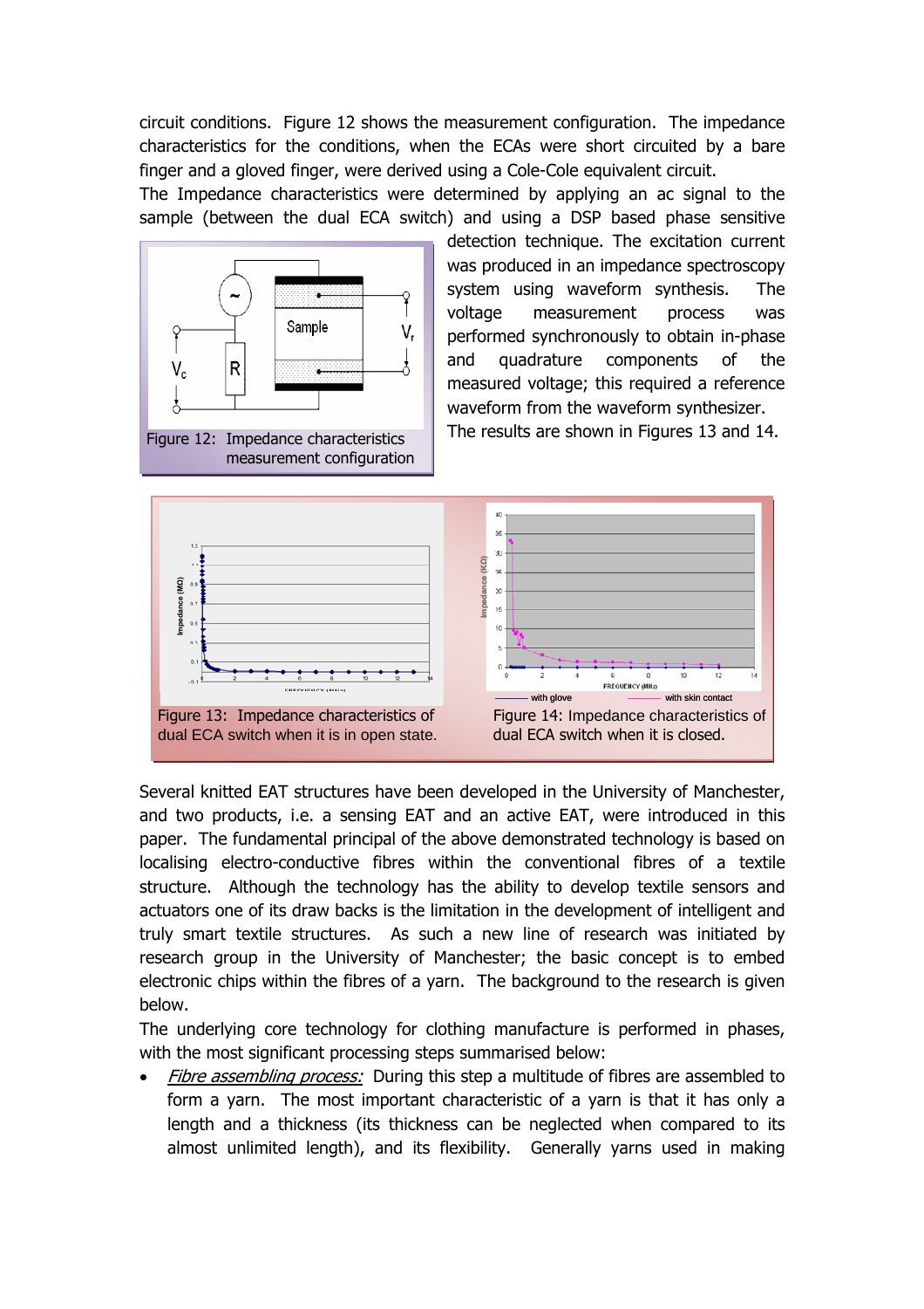circuit conditions. Figure 12 shows the measurement configuration. The impedance characteristics for the conditions, when the ECAs were short circuited by a bare finger and a gloved finger, were derived using a Cole-Cole equivalent circuit.

The Impedance characteristics were determined by applying an ac signal to the sample (between the dual ECA switch) and using a DSP based phase sensitive detection technique. The excitation current was produced in an impedance spectroscopy system using waveform synthesis. The voltage measurement process was performed synchronously to obtain in-phase and quadrature components of the measured voltage; this required a reference waveform from the waveform synthesizer. The results are shown in Figures 13 and 14.

Figure 12: Impedance characteristics measurement configuration

Figure 13: Impedance characteristics of dual ECA switch when it is in open state.

Figure 14: Impedance characteristics of dual ECA switch when it is closed.

Several knitted EAT structures have been developed in the University of Manchester, and two products, i.e. a sensing EAT and an active EAT, were introduced in this paper. The fundamental principal of the above demonstrated technology is based on localising electro-conductive fibres within the conventional fibres of a textile structure. Although the technology has the ability to develop textile sensors and actuators one of its draw backs is the limitation in the development of intelligent and truly smart textile structures. As such a new line of research was initiated by research group in the University of Manchester; the basic concept is to embed electronic chips within the fibres of a yarn. The background to the research is given below.

The underlying core technology for clothing manufacture is performed in phases, with the most significant processing steps summarised below:

- *Fibre assembling process:* During this step a multitude of fibres are assembled to form a yarn. The most important characteristic of a yarn is that it has only a length and a thickness (its thickness can be neglected when compared to its almost unlimited length), and its flexibility. Generally yarns used in making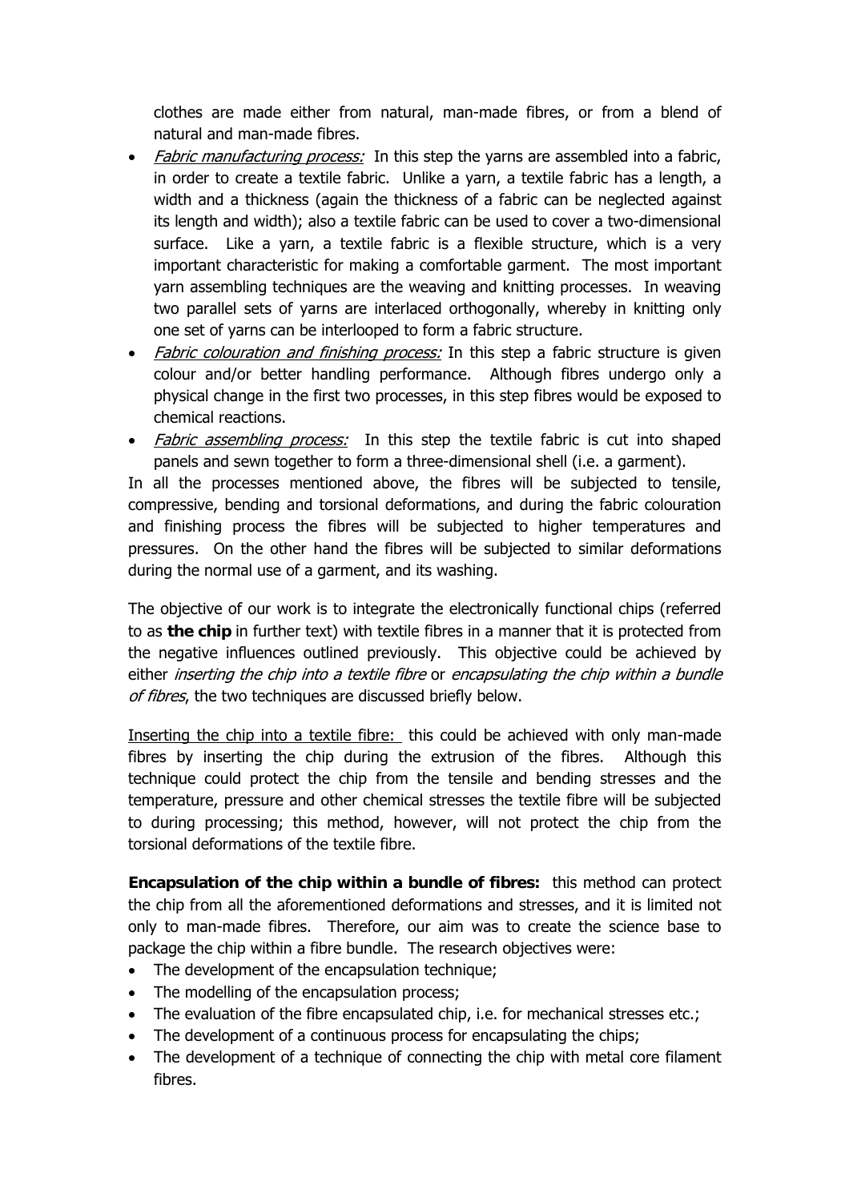clothes are made either from natural, man-made fibres, or from a blend of natural and man-made fibres.

- *Fabric manufacturing process:* In this step the yarns are assembled into a fabric, in order to create a textile fabric. Unlike a yarn, a textile fabric has a length, a width and a thickness (again the thickness of a fabric can be neglected against its length and width); also a textile fabric can be used to cover a two-dimensional surface. Like a yarn, a textile fabric is a flexible structure, which is a very important characteristic for making a comfortable garment. The most important yarn assembling techniques are the weaving and knitting processes. In weaving two parallel sets of yarns are interlaced orthogonally, whereby in knitting only one set of yarns can be interlooped to form a fabric structure.
- *Fabric colouration and finishing process:* In this step a fabric structure is given colour and/or better handling performance. Although fibres undergo only a physical change in the first two processes, in this step fibres would be exposed to chemical reactions.
- *Fabric assembling process:* In this step the textile fabric is cut into shaped panels and sewn together to form a three-dimensional shell (i.e. a garment).

In all the processes mentioned above, the fibres will be subjected to tensile, compressive, bending and torsional deformations, and during the fabric colouration and finishing process the fibres will be subjected to higher temperatures and pressures. On the other hand the fibres will be subjected to similar deformations during the normal use of a garment, and its washing.

The objective of our work is to integrate the electronically functional chips (referred to as **the chip** in further text) with textile fibres in a manner that it is protected from the negative influences outlined previously. This objective could be achieved by either *inserting the chip into a textile fibre* or *encapsulating the chip within a bundle of fibres*, the two techniques are discussed briefly below.

Inserting the chip into a textile fibre: this could be achieved with only man-made fibres by inserting the chip during the extrusion of the fibres. Although this technique could protect the chip from the tensile and bending stresses and the temperature, pressure and other chemical stresses the textile fibre will be subjected to during processing; this method, however, will not protect the chip from the torsional deformations of the textile fibre.

**Encapsulation of the chip within a bundle of fibres:** this method can protect the chip from all the aforementioned deformations and stresses, and it is limited not only to man-made fibres. Therefore, our aim was to create the science base to package the chip within a fibre bundle. The research objectives were:

- The development of the encapsulation technique;
- The modelling of the encapsulation process;
- The evaluation of the fibre encapsulated chip, i.e. for mechanical stresses etc.;
- The development of a continuous process for encapsulating the chips;
- The development of a technique of connecting the chip with metal core filament fibres.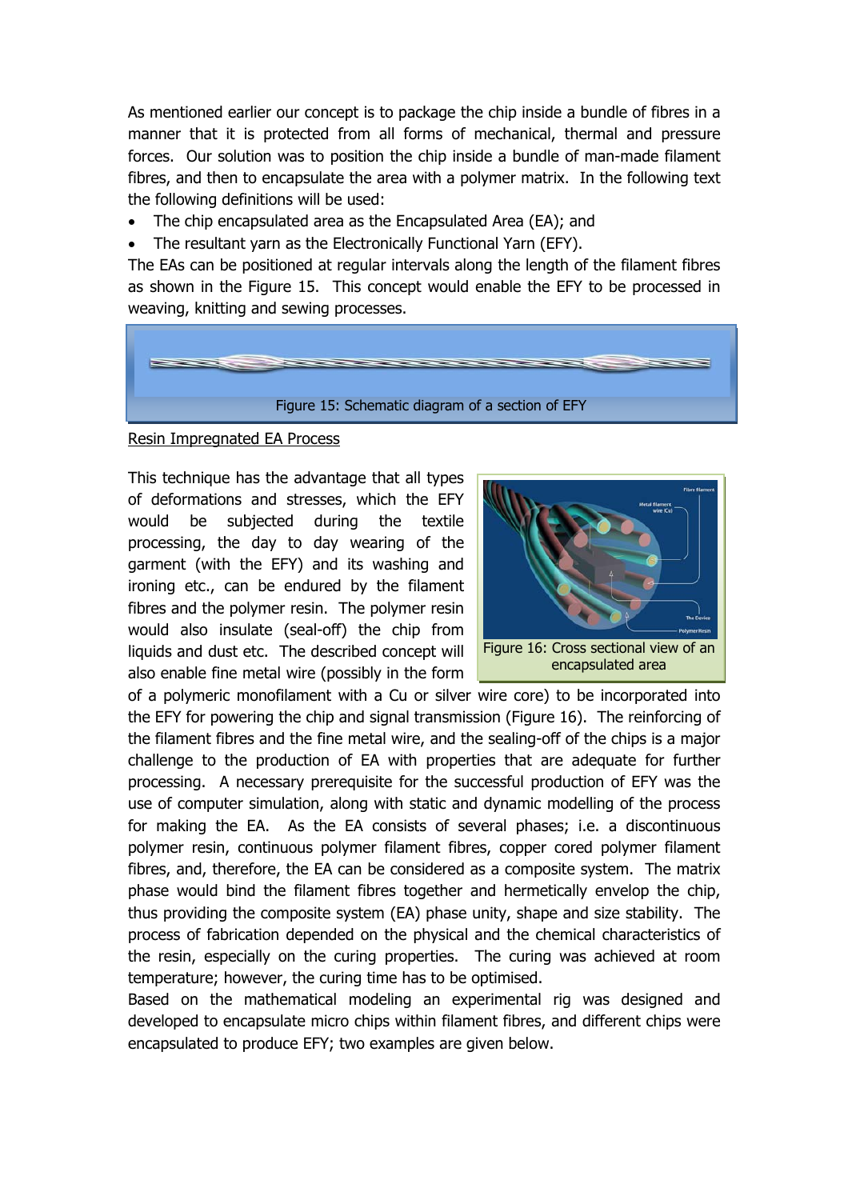As mentioned earlier our concept is to package the chip inside a bundle of fibres in a manner that it is protected from all forms of mechanical, thermal and pressure forces. Our solution was to position the chip inside a bundle of man-made filament fibres, and then to encapsulate the area with a polymer matrix. In the following text the following definitions will be used:

- The chip encapsulated area as the Encapsulated Area (EA); and
- The resultant yarn as the Electronically Functional Yarn (EFY).

The EAs can be positioned at regular intervals along the length of the filament fibres as shown in the Figure 15. This concept would enable the EFY to be processed in weaving, knitting and sewing processes.

Figure 15: Schematic diagram of a section of EFY

Resin Impregnated EA Process

This technique has the advantage that all types of deformations and stresses, which the EFY would be subjected during the textile processing, the day to day wearing of the garment (with the EFY) and its washing and ironing etc., can be endured by the filament fibres and the polymer resin. The polymer resin would also insulate (seal-off) the chip from liquids and dust etc. The described concept will also enable fine metal wire (possibly in the form of a polymeric monofilament with a Cu or silver wire core) to be incorporated into the EFY for powering the chip and signal transmission (Figure 16). The reinforcing of the filament fibres and the fine metal wire, and the sealing-off of the chips is a major challenge to the production of EA with properties that are adequate for further processing. A necessary prerequisite for the successful production of EFY was the use of computer simulation, along with static and dynamic modelling of the process for making the EA. As the EA consists of several phases; i.e. a discontinuous polymer resin, continuous polymer filament fibres, copper cored polymer filament fibres, and, therefore, the EA can be considered as a composite system. The matrix phase would bind the filament fibres together and hermetically envelop the chip, thus providing the composite system (EA) phase unity, shape and size stability. The process of fabrication depended on the physical and the chemical characteristics of the resin, especially on the curing properties. The curing was achieved at room temperature; however, the curing time has to be optimised.

Figure 16: Cross sectional view of an encapsulated area

Based on the mathematical modeling an experimental rig was designed and developed to encapsulate micro chips within filament fibres, and different chips were encapsulated to produce EFY; two examples are given below.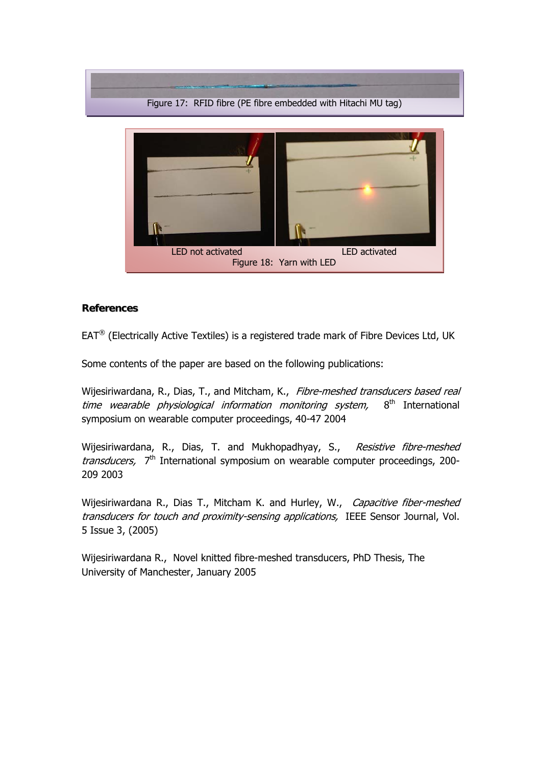Figure 17: RFID fibre (PE fibre embedded with Hitachi MU tag)

LED not activated

LED activated

Figure 18: Yarn with LED

## References

EAT® (Electrically Active Textiles) is a registered trade mark of Fibre Devices Ltd, UK

Some contents of the paper are based on the following publications:

Wijesiriwardana, R., Dias, T., and Mitcham, K., *Fibre-meshed transducers based real time wearable physiological information monitoring system,* 8th International symposium on wearable computer proceedings, 40-47 2004

Wijesiriwardana, R., Dias, T. and Mukhopadhyay, S., *Resistive fibre-meshed transducers,* 7th International symposium on wearable computer proceedings, 200-209 2003

Wijesiriwardana R., Dias T., Mitcham K. and Hurley, W., *Capacitive fiber-meshed transducers for touch and proximity-sensing applications,* IEEE Sensor Journal, Vol. 5 Issue 3, (2005)

Wijesiriwardana R., Novel knitted fibre-meshed transducers, PhD Thesis, The University of Manchester, January 2005